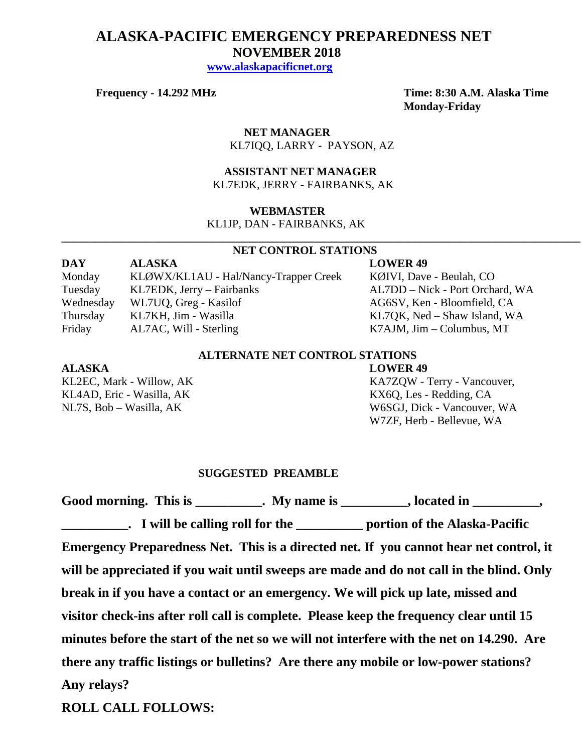# ALASKA-PACIFIC EMERGENCY PREPAREDNESS NET

## NOVEMBER 2018

**www.alaskapacificnet.org**

**Frequency - 14.292 MHz**

**Time: 8:30 A.M. Alaska Time**
**Monday-Friday**

**NET MANAGER**
KL7IQQ, LARRY - PAYSON, AZ

**ASSISTANT NET MANAGER**
KL7EDK, JERRY - FAIRBANKS, AK

**WEBMASTER**
KL1JP, DAN - FAIRBANKS, AK

---

### NET CONTROL STATIONS

| DAY | ALASKA | LOWER 49 |
|---|---|---|
| Monday | KLØWX/KL1AU - Hal/Nancy-Trapper Creek | KØIVI, Dave - Beulah, CO |
| Tuesday | KL7EDK, Jerry – Fairbanks | AL7DD – Nick - Port Orchard, WA |
| Wednesday | WL7UQ, Greg - Kasilof | AG6SV, Ken - Bloomfield, CA |
| Thursday | KL7KH, Jim - Wasilla | KL7QK, Ned – Shaw Island, WA |
| Friday | AL7AC, Will - Sterling | K7AJM, Jim – Columbus, MT |

### ALTERNATE NET CONTROL STATIONS

| ALASKA | LOWER 49 |
|---|---|
| KL2EC, Mark - Willow, AK | KA7ZQW - Terry - Vancouver, |
| KL4AD, Eric - Wasilla, AK | KX6Q, Les - Redding, CA |
| NL7S, Bob – Wasilla, AK | W6SGJ, Dick - Vancouver, WA |
| | W7ZF, Herb - Bellevue, WA |

### SUGGESTED PREAMBLE

**Good morning. This is __________. My name is __________, located in __________, __________. I will be calling roll for the __________ portion of the Alaska-Pacific Emergency Preparedness Net. This is a directed net. If you cannot hear net control, it will be appreciated if you wait until sweeps are made and do not call in the blind. Only break in if you have a contact or an emergency. We will pick up late, missed and visitor check-ins after roll call is complete. Please keep the frequency clear until 15 minutes before the start of the net so we will not interfere with the net on 14.290. Are there any traffic listings or bulletins? Are there any mobile or low-power stations? Any relays?**

**ROLL CALL FOLLOWS:**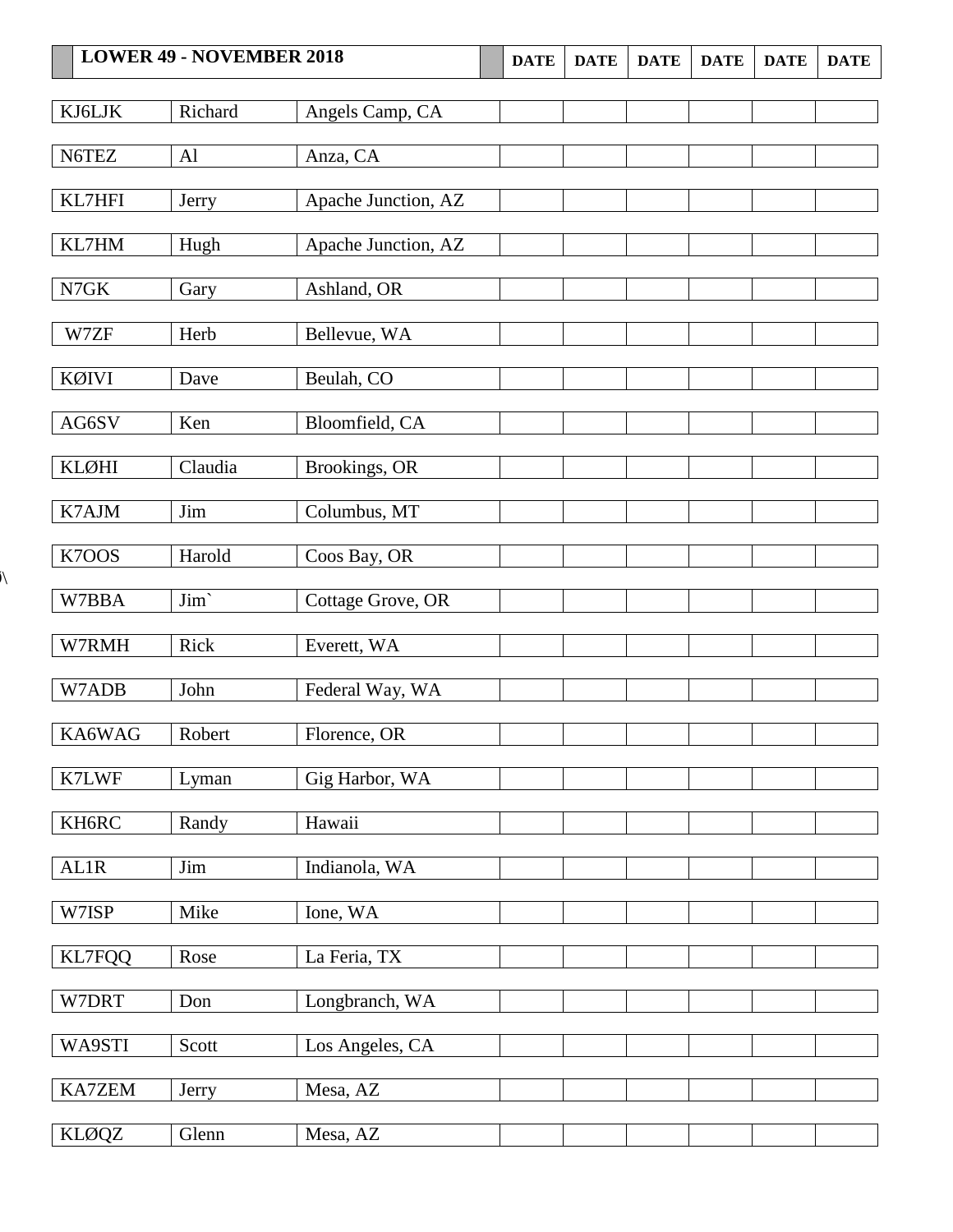| LOWER 49 - NOVEMBER 2018 | | | DATE | DATE | DATE | DATE | DATE | DATE |
|---|---|---|---|---|---|---|---|---|
| KJ6LJK | Richard | Angels Camp, CA | | | | | | |
| N6TEZ | Al | Anza, CA | | | | | | |
| KL7HFI | Jerry | Apache Junction, AZ | | | | | | |
| KL7HM | Hugh | Apache Junction, AZ | | | | | | |
| N7GK | Gary | Ashland, OR | | | | | | |
| W7ZF | Herb | Bellevue, WA | | | | | | |
| KØIVI | Dave | Beulah, CO | | | | | | |
| AG6SV | Ken | Bloomfield, CA | | | | | | |
| KLØHI | Claudia | Brookings, OR | | | | | | |
| K7AJM | Jim | Columbus, MT | | | | | | |
| K7OOS | Harold | Coos Bay, OR | | | | | | |
| W7BBA | Jim` | Cottage Grove, OR | | | | | | |
| W7RMH | Rick | Everett, WA | | | | | | |
| W7ADB | John | Federal Way, WA | | | | | | |
| KA6WAG | Robert | Florence, OR | | | | | | |
| K7LWF | Lyman | Gig Harbor, WA | | | | | | |
| KH6RC | Randy | Hawaii | | | | | | |
| AL1R | Jim | Indianola, WA | | | | | | |
| W7ISP | Mike | Ione, WA | | | | | | |
| KL7FQQ | Rose | La Feria, TX | | | | | | |
| W7DRT | Don | Longbranch, WA | | | | | | |
| WA9STI | Scott | Los Angeles, CA | | | | | | |
| KA7ZEM | Jerry | Mesa, AZ | | | | | | |
| KLØQZ | Glenn | Mesa, AZ | | | | | | |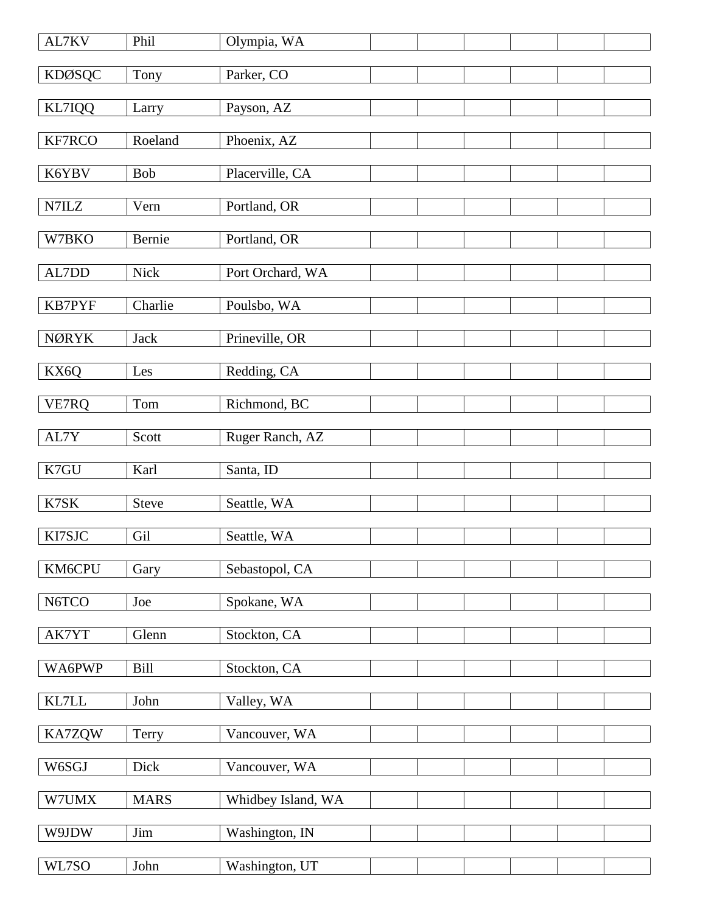| AL7KV | Phil | Olympia, WA | | | | | | |
|---|---|---|---|---|---|---|---|---|
| KDØSQC | Tony | Parker, CO | | | | | | |
| KL7IQQ | Larry | Payson, AZ | | | | | | |
| KF7RCO | Roeland | Phoenix, AZ | | | | | | |
| K6YBV | Bob | Placerville, CA | | | | | | |
| N7ILZ | Vern | Portland, OR | | | | | | |
| W7BKO | Bernie | Portland, OR | | | | | | |
| AL7DD | Nick | Port Orchard, WA | | | | | | |
| KB7PYF | Charlie | Poulsbo, WA | | | | | | |
| NØRYK | Jack | Prineville, OR | | | | | | |
| KX6Q | Les | Redding, CA | | | | | | |
| VE7RQ | Tom | Richmond, BC | | | | | | |
| AL7Y | Scott | Ruger Ranch, AZ | | | | | | |
| K7GU | Karl | Santa, ID | | | | | | |
| K7SK | Steve | Seattle, WA | | | | | | |
| KI7SJC | Gil | Seattle, WA | | | | | | |
| KM6CPU | Gary | Sebastopol, CA | | | | | | |
| N6TCO | Joe | Spokane, WA | | | | | | |
| AK7YT | Glenn | Stockton, CA | | | | | | |
| WA6PWP | Bill | Stockton, CA | | | | | | |
| KL7LL | John | Valley, WA | | | | | | |
| KA7ZQW | Terry | Vancouver, WA | | | | | | |
| W6SGJ | Dick | Vancouver, WA | | | | | | |
| W7UMX | MARS | Whidbey Island, WA | | | | | | |
| W9JDW | Jim | Washington, IN | | | | | | |
| WL7SO | John | Washington, UT | | | | | | |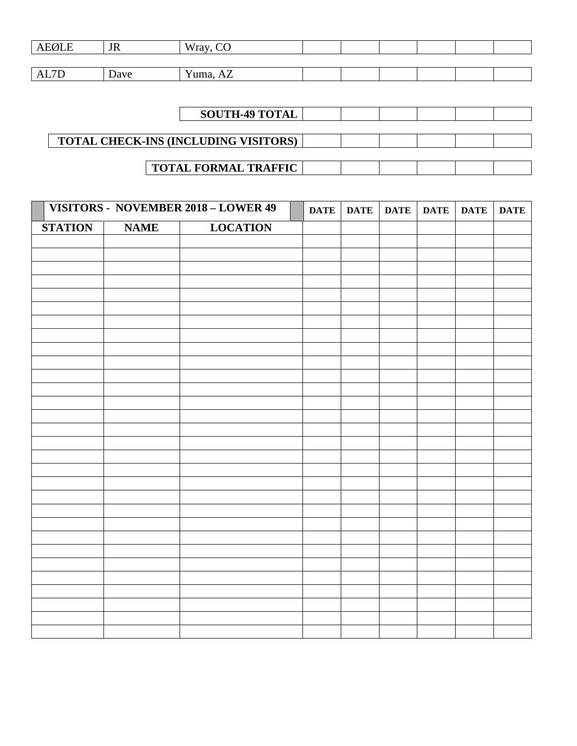| AEØLE | JR | Wray, CO | | | | | | |
|---|---|---|---|---|---|---|---|---|
| AL7D | Dave | Yuma, AZ | | | | | | |

| **SOUTH-49 TOTAL** | | | | | | |
|---|---|---|---|---|---|---|
| **TOTAL CHECK-INS (INCLUDING VISITORS)** | | | | | | |
| **TOTAL FORMAL TRAFFIC** | | | | | | |

| **VISITORS - NOVEMBER 2018 – LOWER 49** | | | **DATE** | **DATE** | **DATE** | **DATE** | **DATE** | **DATE** |
|---|---|---|---|---|---|---|---|---|
| **STATION** | **NAME** | **LOCATION** | | | | | | |
| | | | | | | | | |
| | | | | | | | | |
| | | | | | | | | |
| | | | | | | | | |
| | | | | | | | | |
| | | | | | | | | |
| | | | | | | | | |
| | | | | | | | | |
| | | | | | | | | |
| | | | | | | | | |
| | | | | | | | | |
| | | | | | | | | |
| | | | | | | | | |
| | | | | | | | | |
| | | | | | | | | |
| | | | | | | | | |
| | | | | | | | | |
| | | | | | | | | |
| | | | | | | | | |
| | | | | | | | | |
| | | | | | | | | |
| | | | | | | | | |
| | | | | | | | | |
| | | | | | | | | |
| | | | | | | | | |
| | | | | | | | | |
| | | | | | | | | |
| | | | | | | | | |
| | | | | | | | | |
| | | | | | | | | |
| | | | | | | | | |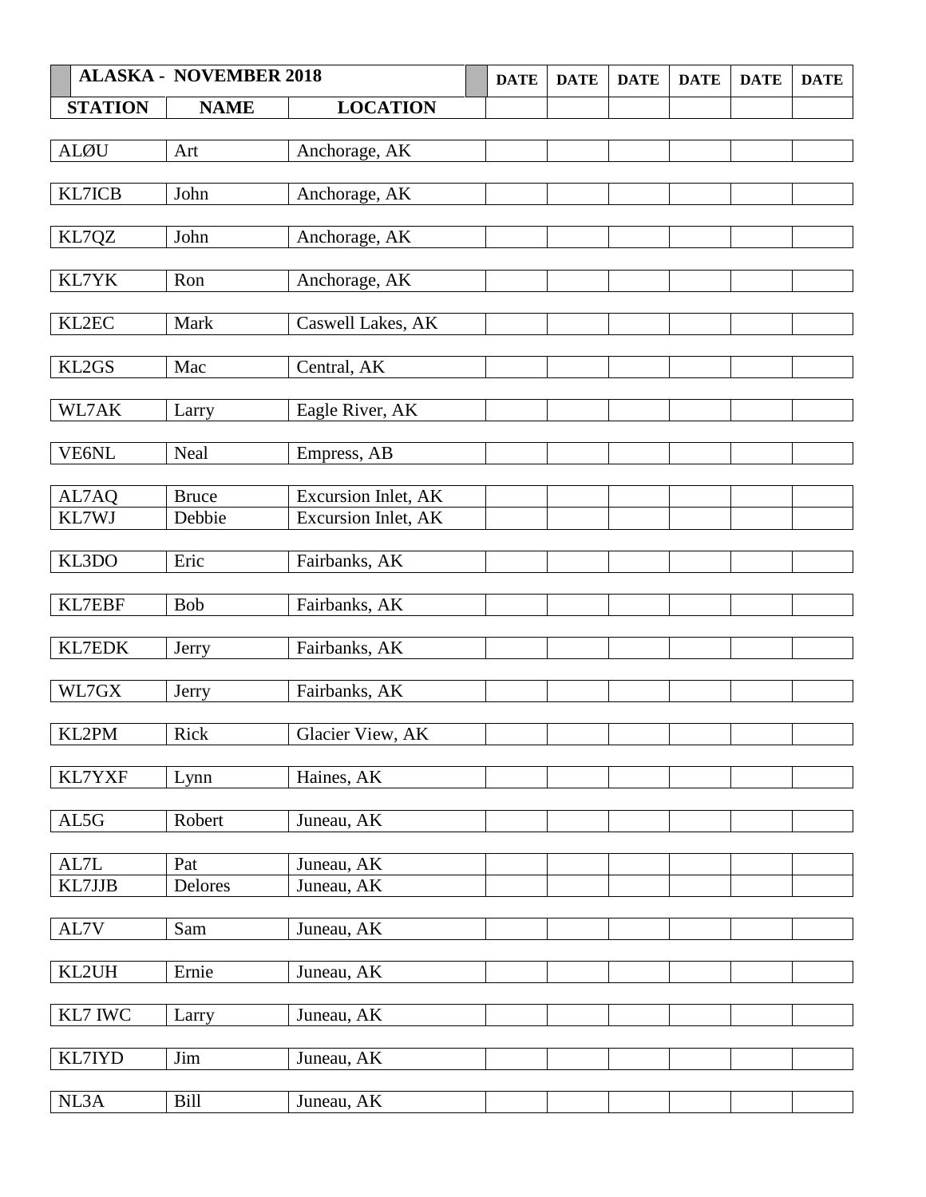| ALASKA - NOVEMBER 2018 | | | DATE | DATE | DATE | DATE | DATE | DATE |
|---|---|---|---|---|---|---|---|---|
| **STATION** | **NAME** | **LOCATION** | | | | | | |
| ALØU | Art | Anchorage, AK | | | | | | |
| KL7ICB | John | Anchorage, AK | | | | | | |
| KL7QZ | John | Anchorage, AK | | | | | | |
| KL7YK | Ron | Anchorage, AK | | | | | | |
| KL2EC | Mark | Caswell Lakes, AK | | | | | | |
| KL2GS | Mac | Central, AK | | | | | | |
| WL7AK | Larry | Eagle River, AK | | | | | | |
| VE6NL | Neal | Empress, AB | | | | | | |
| AL7AQ | Bruce | Excursion Inlet, AK | | | | | | |
| KL7WJ | Debbie | Excursion Inlet, AK | | | | | | |
| KL3DO | Eric | Fairbanks, AK | | | | | | |
| KL7EBF | Bob | Fairbanks, AK | | | | | | |
| KL7EDK | Jerry | Fairbanks, AK | | | | | | |
| WL7GX | Jerry | Fairbanks, AK | | | | | | |
| KL2PM | Rick | Glacier View, AK | | | | | | |
| KL7YXF | Lynn | Haines, AK | | | | | | |
| AL5G | Robert | Juneau, AK | | | | | | |
| AL7L | Pat | Juneau, AK | | | | | | |
| KL7JJB | Delores | Juneau, AK | | | | | | |
| AL7V | Sam | Juneau, AK | | | | | | |
| KL2UH | Ernie | Juneau, AK | | | | | | |
| KL7 IWC | Larry | Juneau, AK | | | | | | |
| KL7IYD | Jim | Juneau, AK | | | | | | |
| NL3A | Bill | Juneau, AK | | | | | | |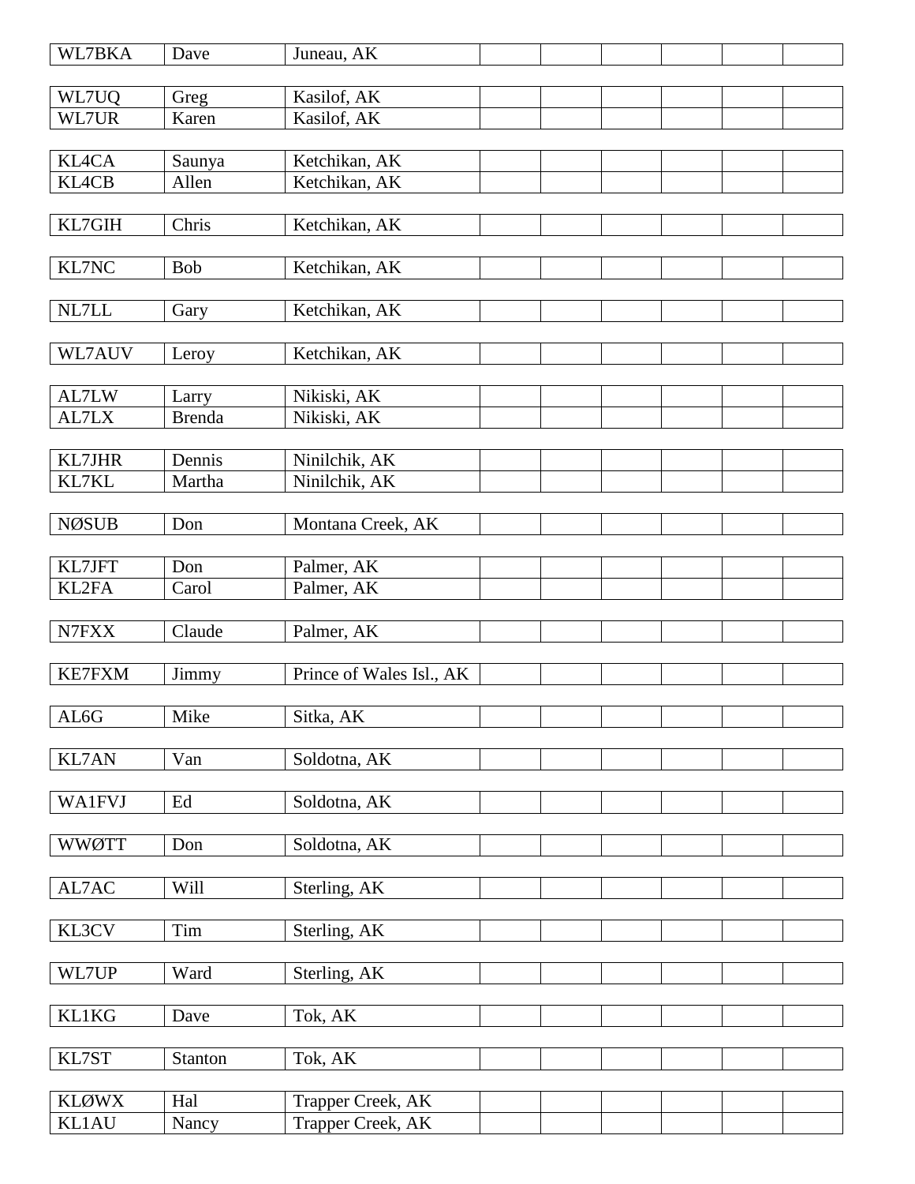| | | | | | | | | |
|---|---|---|---|---|---|---|---|---|
| WL7BKA | Dave | Juneau, AK | | | | | | |
| WL7UQ | Greg | Kasilof, AK | | | | | | |
| WL7UR | Karen | Kasilof, AK | | | | | | |
| KL4CA | Saunya | Ketchikan, AK | | | | | | |
| KL4CB | Allen | Ketchikan, AK | | | | | | |
| KL7GIH | Chris | Ketchikan, AK | | | | | | |
| KL7NC | Bob | Ketchikan, AK | | | | | | |
| NL7LL | Gary | Ketchikan, AK | | | | | | |
| WL7AUV | Leroy | Ketchikan, AK | | | | | | |
| AL7LW | Larry | Nikiski, AK | | | | | | |
| AL7LX | Brenda | Nikiski, AK | | | | | | |
| KL7JHR | Dennis | Ninilchik, AK | | | | | | |
| KL7KL | Martha | Ninilchik, AK | | | | | | |
| NØSUB | Don | Montana Creek, AK | | | | | | |
| KL7JFT | Don | Palmer, AK | | | | | | |
| KL2FA | Carol | Palmer, AK | | | | | | |
| N7FXX | Claude | Palmer, AK | | | | | | |
| KE7FXM | Jimmy | Prince of Wales Isl., AK | | | | | | |
| AL6G | Mike | Sitka, AK | | | | | | |
| KL7AN | Van | Soldotna, AK | | | | | | |
| WA1FVJ | Ed | Soldotna, AK | | | | | | |
| WWØTT | Don | Soldotna, AK | | | | | | |
| AL7AC | Will | Sterling, AK | | | | | | |
| KL3CV | Tim | Sterling, AK | | | | | | |
| WL7UP | Ward | Sterling, AK | | | | | | |
| KL1KG | Dave | Tok, AK | | | | | | |
| KL7ST | Stanton | Tok, AK | | | | | | |
| KLØWX | Hal | Trapper Creek, AK | | | | | | |
| KL1AU | Nancy | Trapper Creek, AK | | | | | | |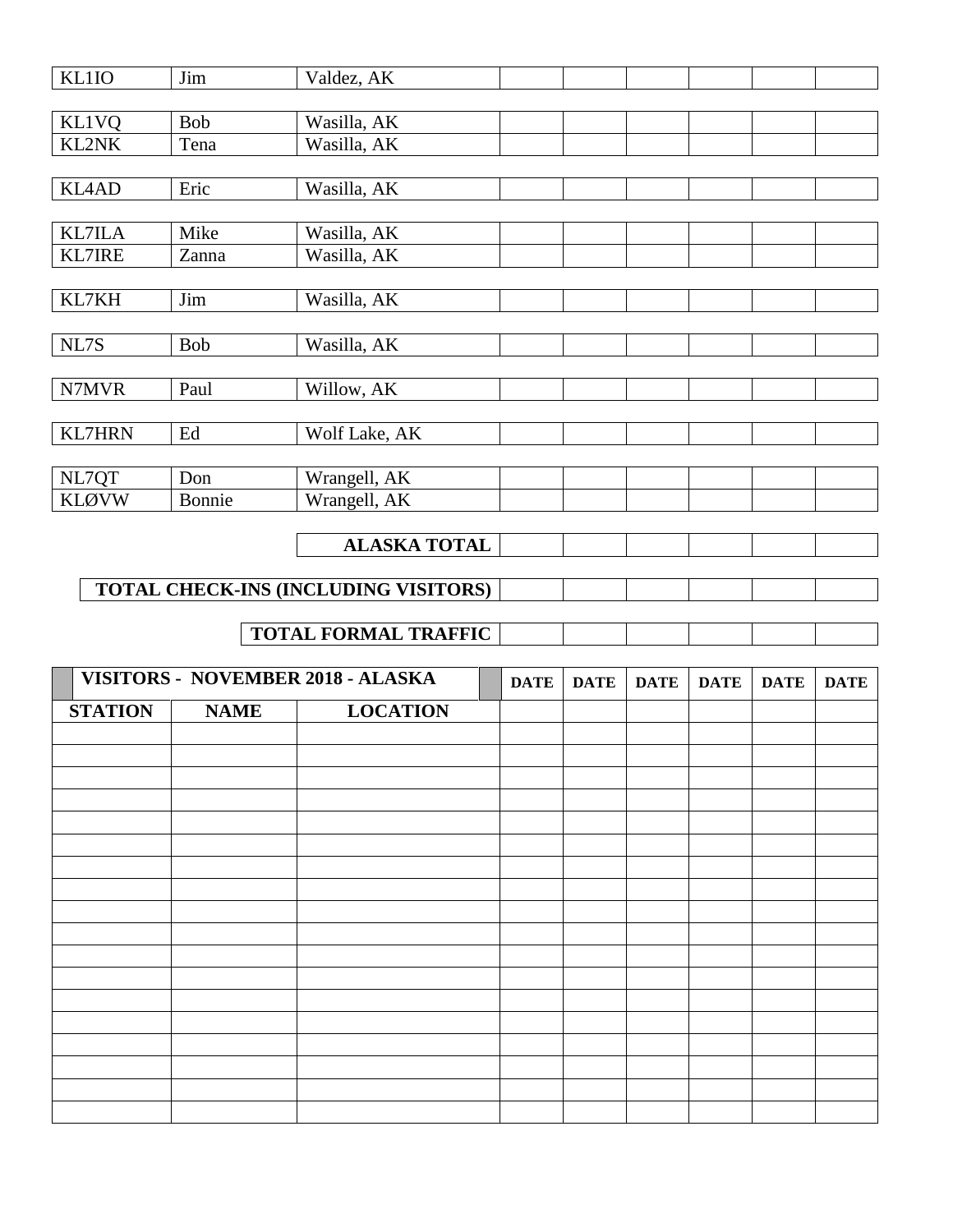| | | | | | | | | |
|---|---|---|---|---|---|---|---|---|
| KL1IO | Jim | Valdez, AK | | | | | | |
| KL1VQ | Bob | Wasilla, AK | | | | | | |
| KL2NK | Tena | Wasilla, AK | | | | | | |
| KL4AD | Eric | Wasilla, AK | | | | | | |
| KL7ILA | Mike | Wasilla, AK | | | | | | |
| KL7IRE | Zanna | Wasilla, AK | | | | | | |
| KL7KH | Jim | Wasilla, AK | | | | | | |
| NL7S | Bob | Wasilla, AK | | | | | | |
| N7MVR | Paul | Willow, AK | | | | | | |
| KL7HRN | Ed | Wolf Lake, AK | | | | | | |
| NL7QT | Don | Wrangell, AK | | | | | | |
| KLØVW | Bonnie | Wrangell, AK | | | | | | |
| | | **ALASKA TOTAL** | | | | | | |
| | | **TOTAL CHECK-INS (INCLUDING VISITORS)** | | | | | | |
| | | **TOTAL FORMAL TRAFFIC** | | | | | | |

| **VISITORS - NOVEMBER 2018 - ALASKA** | | | **DATE** | **DATE** | **DATE** | **DATE** | **DATE** | **DATE** |
|---|---|---|---|---|---|---|---|---|
| **STATION** | **NAME** | **LOCATION** | | | | | | |
| | | | | | | | | |
| | | | | | | | | |
| | | | | | | | | |
| | | | | | | | | |
| | | | | | | | | |
| | | | | | | | | |
| | | | | | | | | |
| | | | | | | | | |
| | | | | | | | | |
| | | | | | | | | |
| | | | | | | | | |
| | | | | | | | | |
| | | | | | | | | |
| | | | | | | | | |
| | | | | | | | | |
| | | | | | | | | |
| | | | | | | | | |
| | | | | | | | | |